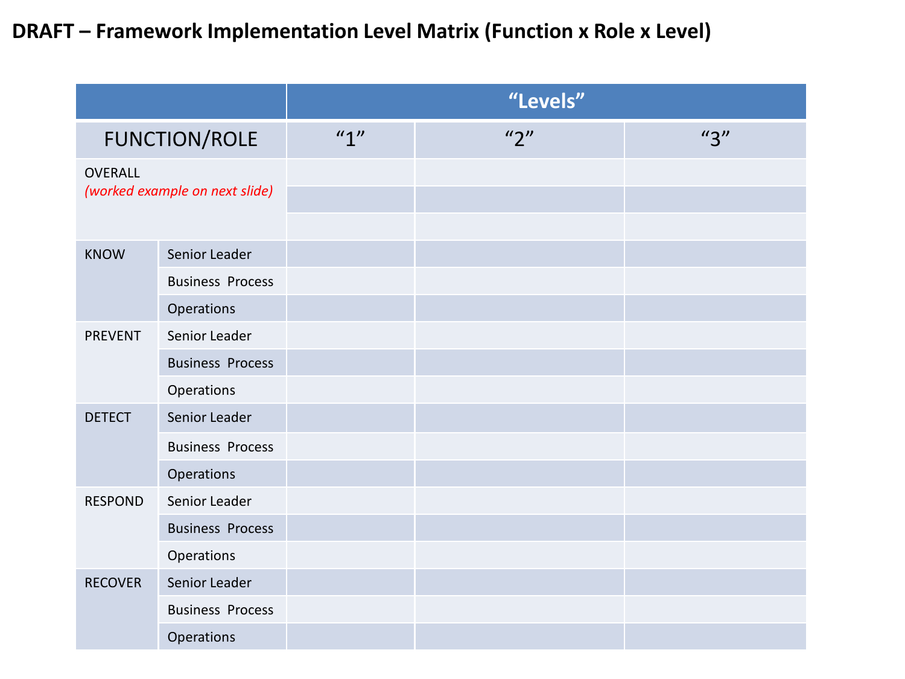# DRAFT – Framework Implementation Level Matrix (Function x Role x Level)

| FUNCTION/ROLE | | "Levels" | | |
|---|---|---|---|---|
| | | "1" | "2" | "3" |
| OVERALL *(worked example on next slide)* | | | | |
| | | | | |
| | | | | |
| KNOW | Senior Leader | | | |
| | Business Process | | | |
| | Operations | | | |
| PREVENT | Senior Leader | | | |
| | Business Process | | | |
| | Operations | | | |
| DETECT | Senior Leader | | | |
| | Business Process | | | |
| | Operations | | | |
| RESPOND | Senior Leader | | | |
| | Business Process | | | |
| | Operations | | | |
| RECOVER | Senior Leader | | | |
| | Business Process | | | |
| | Operations | | | |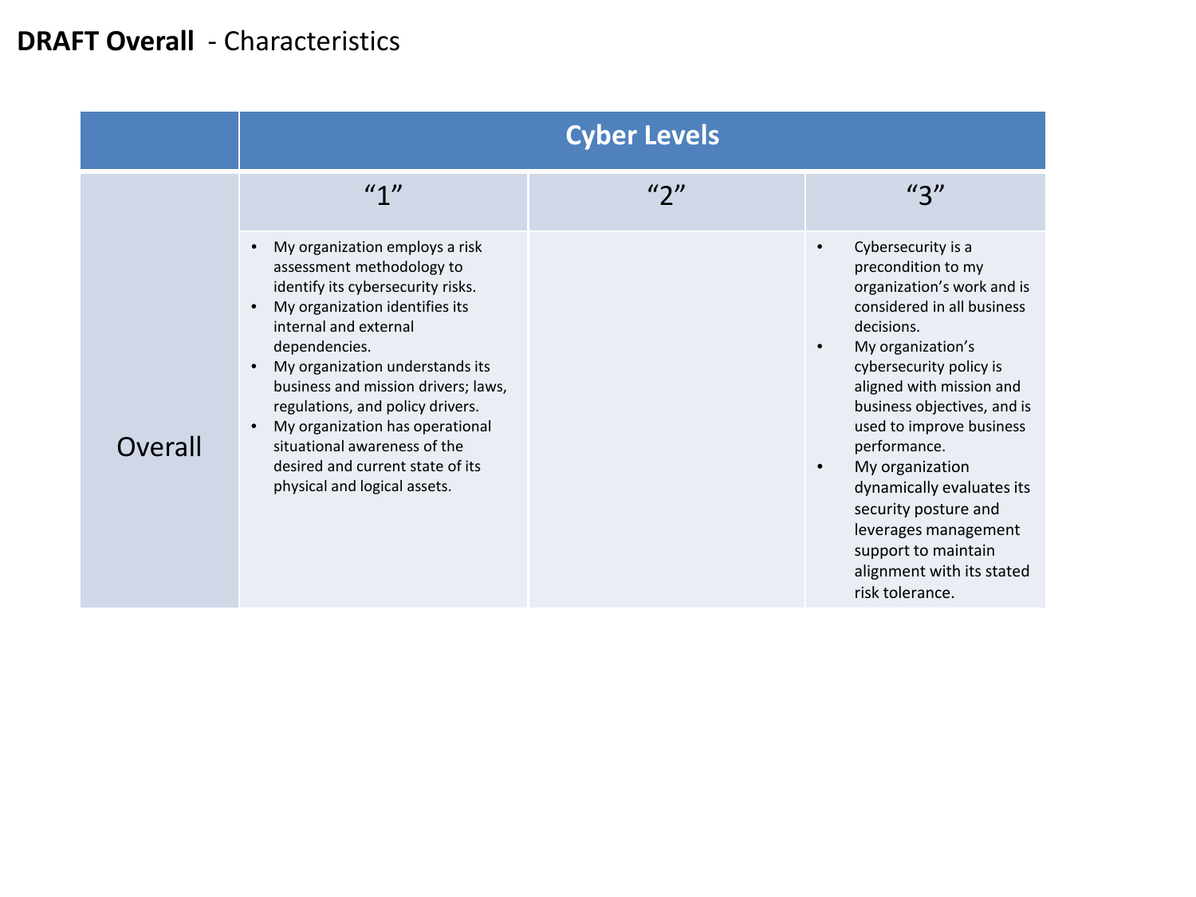# **DRAFT Overall** - Characteristics

| | Cyber Levels | | |
|---|---|---|---|
| | "1" | "2" | "3" |
| Overall | • My organization employs a risk assessment methodology to identify its cybersecurity risks.<br>• My organization identifies its internal and external dependencies.<br>• My organization understands its business and mission drivers; laws, regulations, and policy drivers.<br>• My organization has operational situational awareness of the desired and current state of its physical and logical assets. | | • Cybersecurity is a precondition to my organization's work and is considered in all business decisions.<br>• My organization's cybersecurity policy is aligned with mission and business objectives, and is used to improve business performance.<br>• My organization dynamically evaluates its security posture and leverages management support to maintain alignment with its stated risk tolerance. |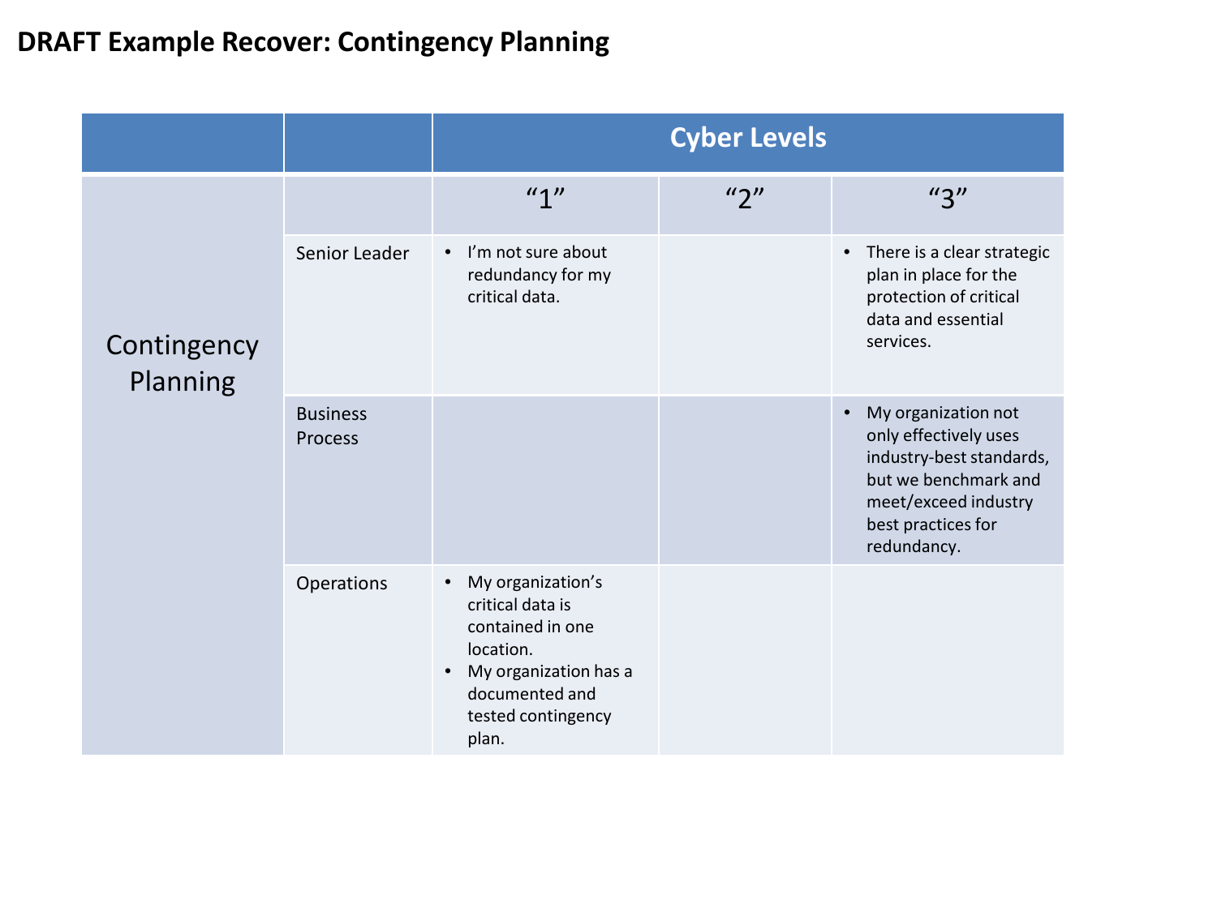# DRAFT Example Recover: Contingency Planning

| | | Cyber Levels | | |
|---|---|---|---|---|
| | | "1" | "2" | "3" |
| Contingency Planning | Senior Leader | • I'm not sure about redundancy for my critical data. | | • There is a clear strategic plan in place for the protection of critical data and essential services. |
| | Business Process | | | • My organization not only effectively uses industry-best standards, but we benchmark and meet/exceed industry best practices for redundancy. |
| | Operations | • My organization's critical data is contained in one location.<br>• My organization has a documented and tested contingency plan. | | |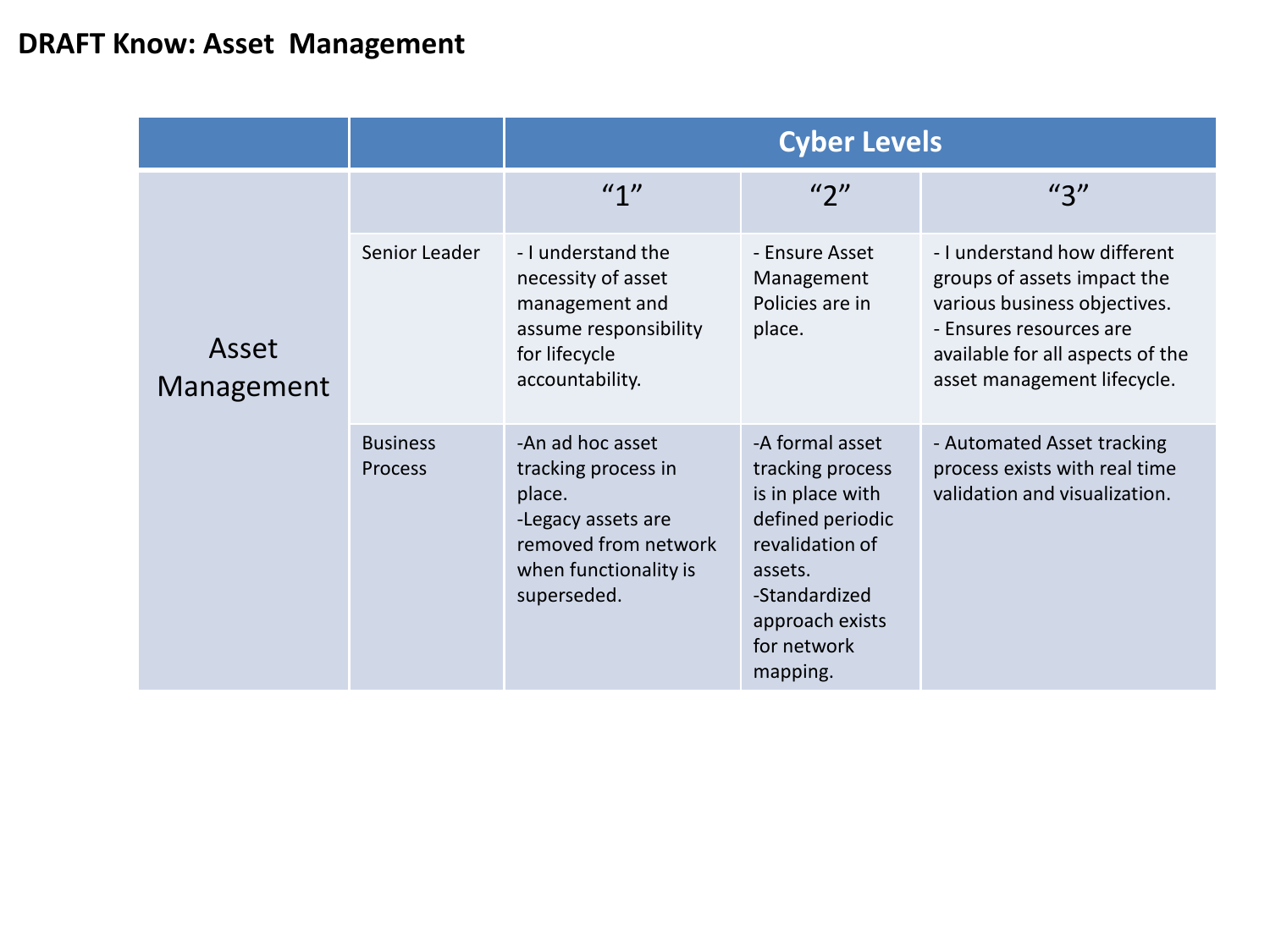# DRAFT Know: Asset Management

| | | Cyber Levels | | |
|---|---|---|---|---|
| | | "1" | "2" | "3" |
| Asset Management | Senior Leader | - I understand the necessity of asset management and assume responsibility for lifecycle accountability. | - Ensure Asset Management Policies are in place. | - I understand how different groups of assets impact the various business objectives.<br>- Ensures resources are available for all aspects of the asset management lifecycle. |
| | Business Process | -An ad hoc asset tracking process in place.<br>-Legacy assets are removed from network when functionality is superseded. | -A formal asset tracking process is in place with defined periodic revalidation of assets.<br>-Standardized approach exists for network mapping. | - Automated Asset tracking process exists with real time validation and visualization. |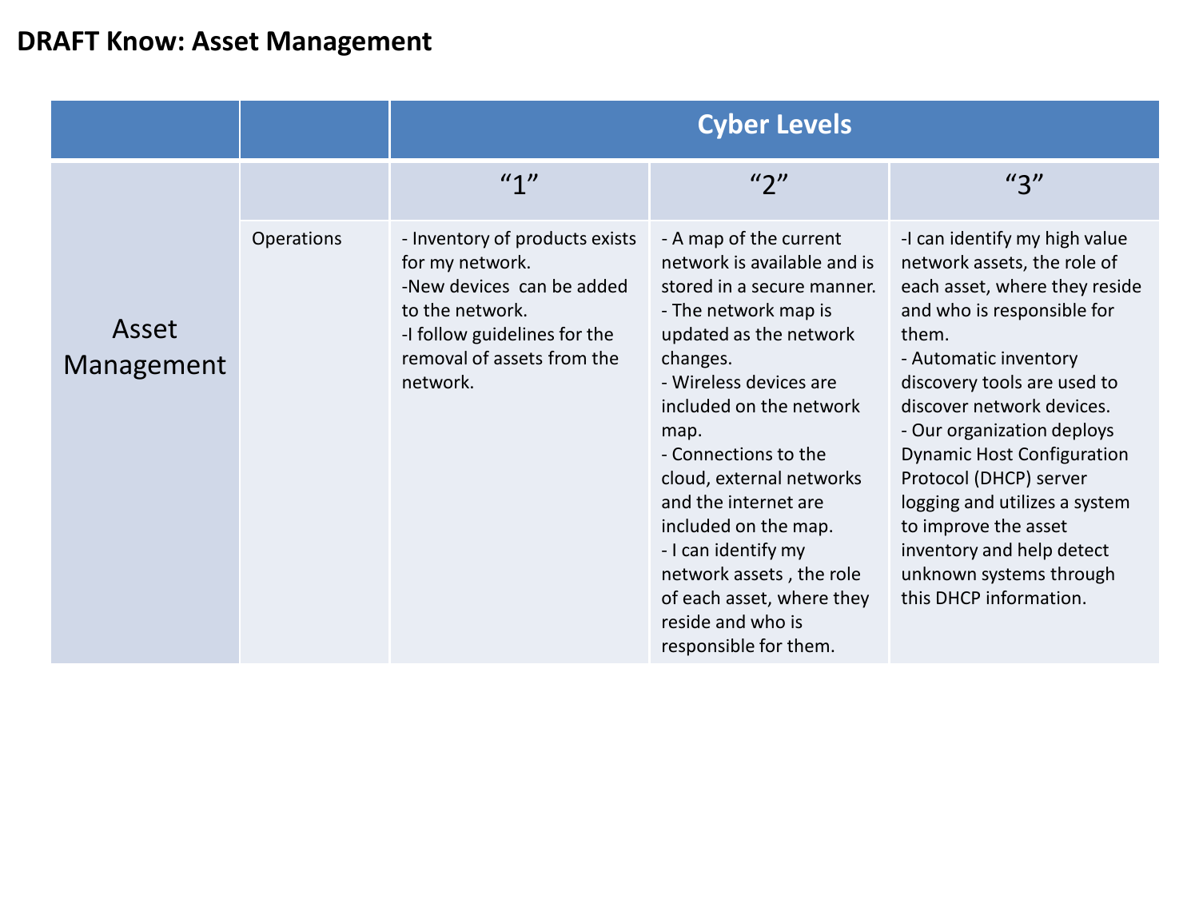# DRAFT Know: Asset Management

| | | Cyber Levels | | |
|---|---|---|---|---|
| | | "1" | "2" | "3" |
| Asset Management | Operations | - Inventory of products exists for my network.<br>-New devices can be added to the network.<br>-I follow guidelines for the removal of assets from the network. | - A map of the current network is available and is stored in a secure manner.<br>- The network map is updated as the network changes.<br>- Wireless devices are included on the network map.<br>- Connections to the cloud, external networks and the internet are included on the map.<br>- I can identify my network assets , the role of each asset, where they reside and who is responsible for them. | -I can identify my high value network assets, the role of each asset, where they reside and who is responsible for them.<br>- Automatic inventory discovery tools are used to discover network devices.<br>- Our organization deploys Dynamic Host Configuration Protocol (DHCP) server logging and utilizes a system to improve the asset inventory and help detect unknown systems through this DHCP information. |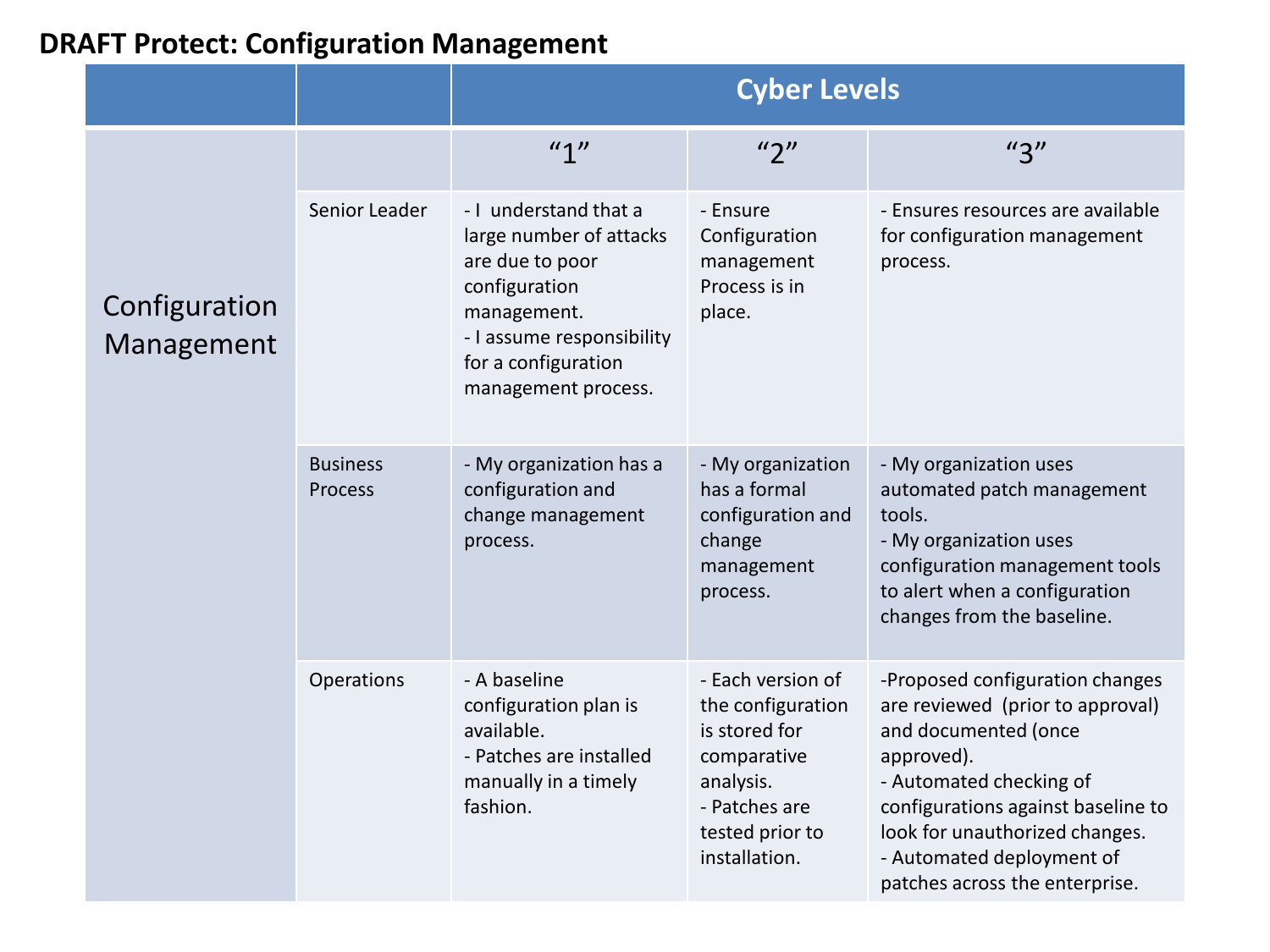# DRAFT Protect: Configuration Management

| | | Cyber Levels | | |
|---|---|---|---|---|
| Configuration Management | | "1" | "2" | "3" |
| | Senior Leader | - I understand that a large number of attacks are due to poor configuration management.<br>- I assume responsibility for a configuration management process. | - Ensure Configuration management Process is in place. | - Ensures resources are available for configuration management process. |
| | Business Process | - My organization has a configuration and change management process. | - My organization has a formal configuration and change management process. | - My organization uses automated patch management tools.<br>- My organization uses configuration management tools to alert when a configuration changes from the baseline. |
| | Operations | - A baseline configuration plan is available.<br>- Patches are installed manually in a timely fashion. | - Each version of the configuration is stored for comparative analysis.<br>- Patches are tested prior to installation. | -Proposed configuration changes are reviewed (prior to approval) and documented (once approved).<br>- Automated checking of configurations against baseline to look for unauthorized changes.<br>- Automated deployment of patches across the enterprise. |